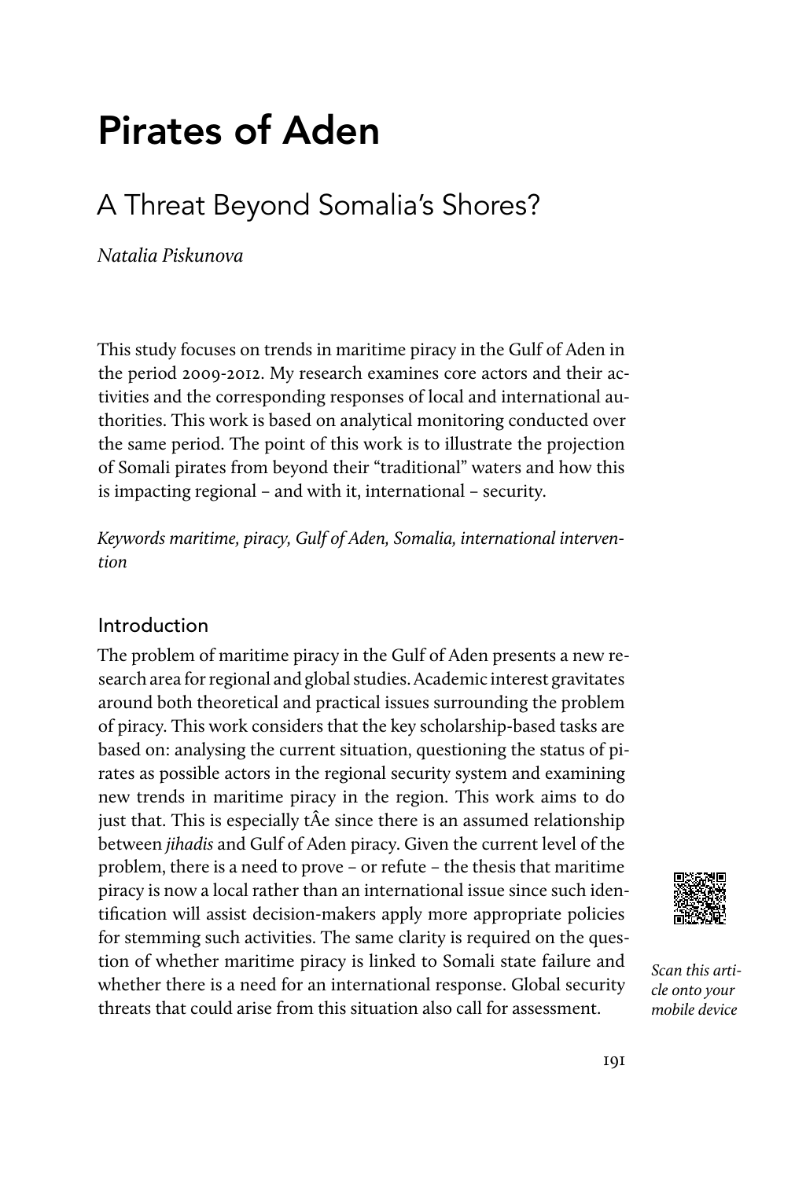# Pirates of Aden

## A Threat Beyond Somalia's Shores?

*Natalia Piskunova*

This study focuses on trends in maritime piracy in the Gulf of Aden in the period 2009-2012. My research examines core actors and their activities and the corresponding responses of local and international authorities. This work is based on analytical monitoring conducted over the same period. The point of this work is to illustrate the projection of Somali pirates from beyond their "traditional" waters and how this is impacting regional – and with it, international – security.

*Keywords maritime, piracy, Gulf of Aden, Somalia, international intervention*

### Introduction

The problem of maritime piracy in the Gulf of Aden presents a new research area for regional and global studies. Academic interest gravitates around both theoretical and practical issues surrounding the problem of piracy. This work considers that the key scholarship-based tasks are based on: analysing the current situation, questioning the status of pirates as possible actors in the regional security system and examining new trends in maritime piracy in the region. This work aims to do just that. This is especially tÂe since there is an assumed relationship between *jihadis* and Gulf of Aden piracy. Given the current level of the problem, there is a need to prove – or refute – the thesis that maritime piracy is now a local rather than an international issue since such identification will assist decision-makers apply more appropriate policies for stemming such activities. The same clarity is required on the question of whether maritime piracy is linked to Somali state failure and whether there is a need for an international response. Global security threats that could arise from this situation also call for assessment.

*Scan this article onto your mobile device*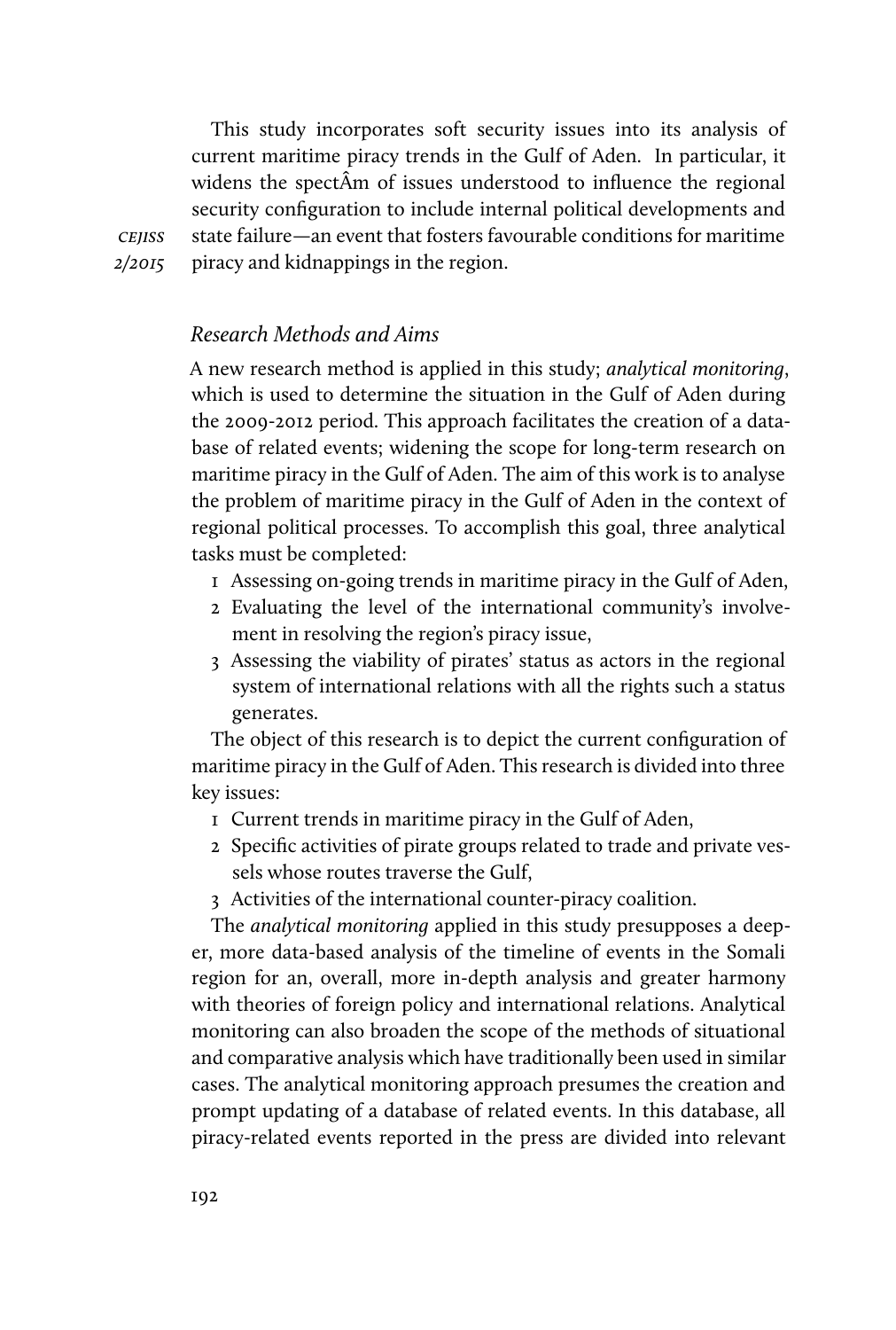This study incorporates soft security issues into its analysis of current maritime piracy trends in the Gulf of Aden. In particular, it widens the spectÂm of issues understood to influence the regional security configuration to include internal political developments and state failure—an event that fosters favourable conditions for maritime piracy and kidnappings in the region.

### *Research Methods and Aims*

A new research method is applied in this study; *analytical monitoring*, which is used to determine the situation in the Gulf of Aden during the 2009-2012 period. This approach facilitates the creation of a database of related events; widening the scope for long-term research on maritime piracy in the Gulf of Aden. The aim of this work is to analyse the problem of maritime piracy in the Gulf of Aden in the context of regional political processes. To accomplish this goal, three analytical tasks must be completed:

1. Assessing on-going trends in maritime piracy in the Gulf of Aden,
2. Evaluating the level of the international community's involvement in resolving the region's piracy issue,
3. Assessing the viability of pirates' status as actors in the regional system of international relations with all the rights such a status generates.

The object of this research is to depict the current configuration of maritime piracy in the Gulf of Aden. This research is divided into three key issues:

1. Current trends in maritime piracy in the Gulf of Aden,
2. Specific activities of pirate groups related to trade and private vessels whose routes traverse the Gulf,
3. Activities of the international counter-piracy coalition.

The *analytical monitoring* applied in this study presupposes a deeper, more data-based analysis of the timeline of events in the Somali region for an, overall, more in-depth analysis and greater harmony with theories of foreign policy and international relations. Analytical monitoring can also broaden the scope of the methods of situational and comparative analysis which have traditionally been used in similar cases. The analytical monitoring approach presumes the creation and prompt updating of a database of related events. In this database, all piracy-related events reported in the press are divided into relevant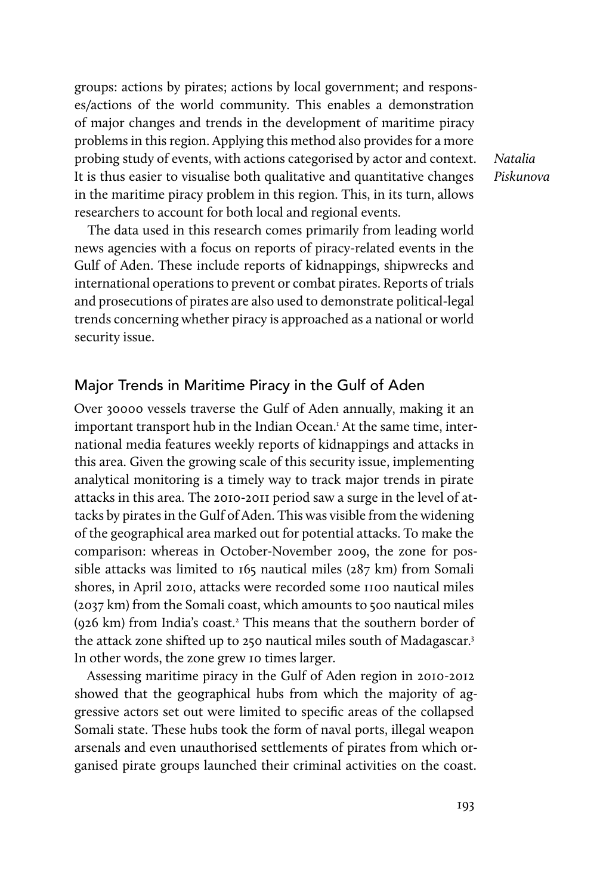groups: actions by pirates; actions by local government; and responses/actions of the world community. This enables a demonstration of major changes and trends in the development of maritime piracy problems in this region. Applying this method also provides for a more probing study of events, with actions categorised by actor and context. It is thus easier to visualise both qualitative and quantitative changes in the maritime piracy problem in this region. This, in its turn, allows researchers to account for both local and regional events.

The data used in this research comes primarily from leading world news agencies with a focus on reports of piracy-related events in the Gulf of Aden. These include reports of kidnappings, shipwrecks and international operations to prevent or combat pirates. Reports of trials and prosecutions of pirates are also used to demonstrate political-legal trends concerning whether piracy is approached as a national or world security issue.

## Major Trends in Maritime Piracy in the Gulf of Aden

Over 30000 vessels traverse the Gulf of Aden annually, making it an important transport hub in the Indian Ocean.[1] At the same time, international media features weekly reports of kidnappings and attacks in this area. Given the growing scale of this security issue, implementing analytical monitoring is a timely way to track major trends in pirate attacks in this area. The 2010-2011 period saw a surge in the level of attacks by pirates in the Gulf of Aden. This was visible from the widening of the geographical area marked out for potential attacks. To make the comparison: whereas in October-November 2009, the zone for possible attacks was limited to 165 nautical miles (287 km) from Somali shores, in April 2010, attacks were recorded some 1100 nautical miles (2037 km) from the Somali coast, which amounts to 500 nautical miles (926 km) from India's coast.[2] This means that the southern border of the attack zone shifted up to 250 nautical miles south of Madagascar.[3] In other words, the zone grew 10 times larger.

Assessing maritime piracy in the Gulf of Aden region in 2010-2012 showed that the geographical hubs from which the majority of aggressive actors set out were limited to specific areas of the collapsed Somali state. These hubs took the form of naval ports, illegal weapon arsenals and even unauthorised settlements of pirates from which organised pirate groups launched their criminal activities on the coast.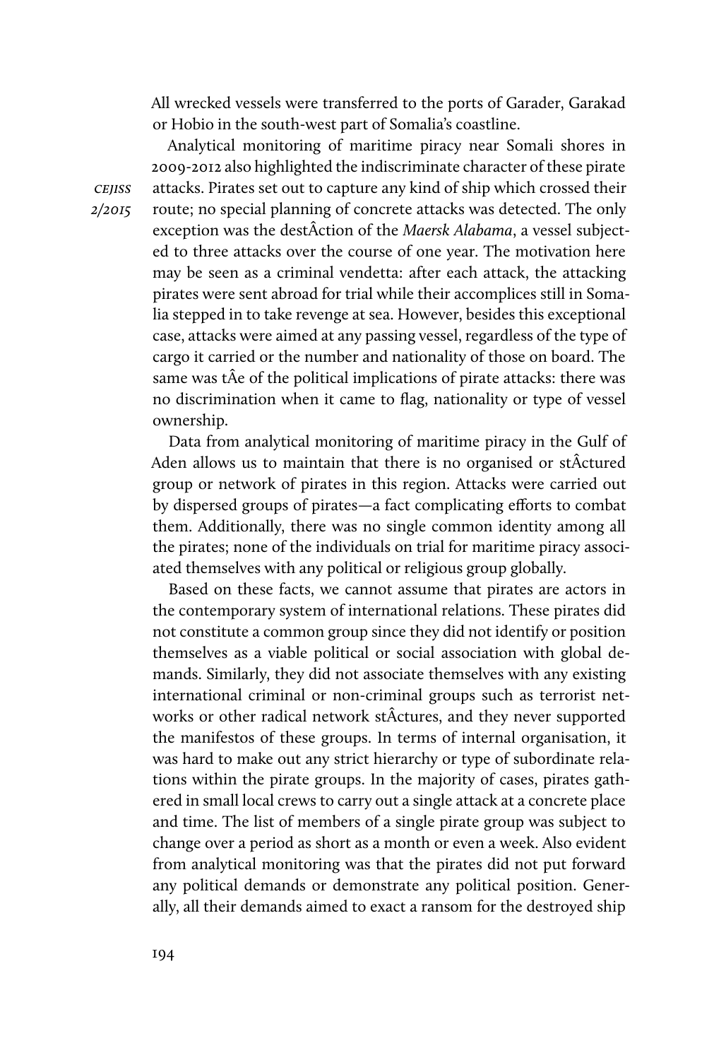All wrecked vessels were transferred to the ports of Garader, Garakad or Hobio in the south-west part of Somalia's coastline.

Analytical monitoring of maritime piracy near Somali shores in 2009-2012 also highlighted the indiscriminate character of these pirate attacks. Pirates set out to capture any kind of ship which crossed their route; no special planning of concrete attacks was detected. The only exception was the destÂction of the *Maersk Alabama*, a vessel subjected to three attacks over the course of one year. The motivation here may be seen as a criminal vendetta: after each attack, the attacking pirates were sent abroad for trial while their accomplices still in Somalia stepped in to take revenge at sea. However, besides this exceptional case, attacks were aimed at any passing vessel, regardless of the type of cargo it carried or the number and nationality of those on board. The same was tÂe of the political implications of pirate attacks: there was no discrimination when it came to flag, nationality or type of vessel ownership.

Data from analytical monitoring of maritime piracy in the Gulf of Aden allows us to maintain that there is no organised or stÂctured group or network of pirates in this region. Attacks were carried out by dispersed groups of pirates—a fact complicating efforts to combat them. Additionally, there was no single common identity among all the pirates; none of the individuals on trial for maritime piracy associated themselves with any political or religious group globally.

Based on these facts, we cannot assume that pirates are actors in the contemporary system of international relations. These pirates did not constitute a common group since they did not identify or position themselves as a viable political or social association with global demands. Similarly, they did not associate themselves with any existing international criminal or non-criminal groups such as terrorist networks or other radical network stÂctures, and they never supported the manifestos of these groups. In terms of internal organisation, it was hard to make out any strict hierarchy or type of subordinate relations within the pirate groups. In the majority of cases, pirates gathered in small local crews to carry out a single attack at a concrete place and time. The list of members of a single pirate group was subject to change over a period as short as a month or even a week. Also evident from analytical monitoring was that the pirates did not put forward any political demands or demonstrate any political position. Generally, all their demands aimed to exact a ransom for the destroyed ship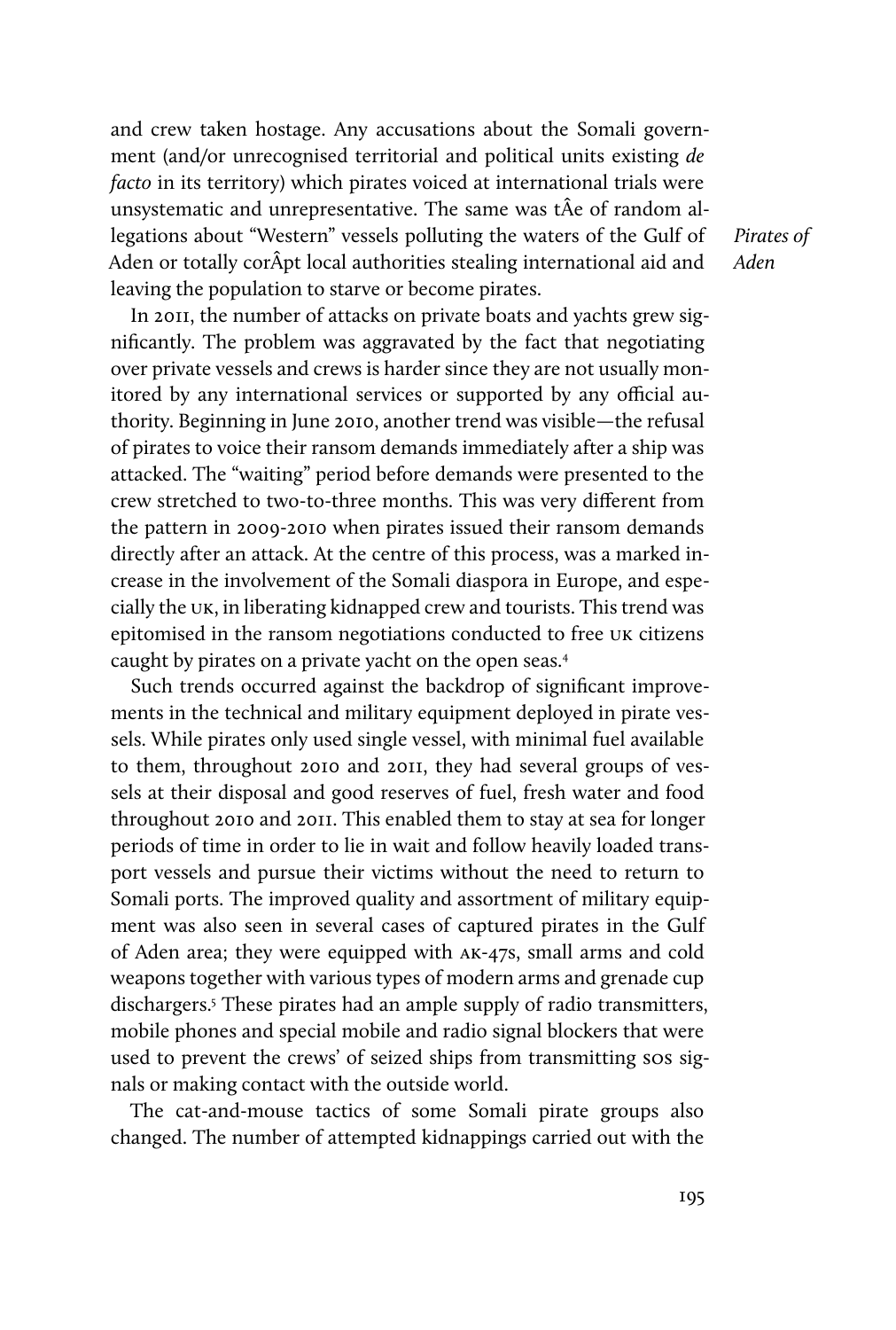and crew taken hostage. Any accusations about the Somali government (and/or unrecognised territorial and political units existing *de facto* in its territory) which pirates voiced at international trials were unsystematic and unrepresentative. The same was tÂe of random allegations about "Western" vessels polluting the waters of the Gulf of Aden or totally corÂpt local authorities stealing international aid and leaving the population to starve or become pirates.

In 2011, the number of attacks on private boats and yachts grew significantly. The problem was aggravated by the fact that negotiating over private vessels and crews is harder since they are not usually monitored by any international services or supported by any official authority. Beginning in June 2010, another trend was visible—the refusal of pirates to voice their ransom demands immediately after a ship was attacked. The "waiting" period before demands were presented to the crew stretched to two-to-three months. This was very different from the pattern in 2009-2010 when pirates issued their ransom demands directly after an attack. At the centre of this process, was a marked increase in the involvement of the Somali diaspora in Europe, and especially the UK, in liberating kidnapped crew and tourists. This trend was epitomised in the ransom negotiations conducted to free UK citizens caught by pirates on a private yacht on the open seas.[4]

Such trends occurred against the backdrop of significant improvements in the technical and military equipment deployed in pirate vessels. While pirates only used single vessel, with minimal fuel available to them, throughout 2010 and 2011, they had several groups of vessels at their disposal and good reserves of fuel, fresh water and food throughout 2010 and 2011. This enabled them to stay at sea for longer periods of time in order to lie in wait and follow heavily loaded transport vessels and pursue their victims without the need to return to Somali ports. The improved quality and assortment of military equipment was also seen in several cases of captured pirates in the Gulf of Aden area; they were equipped with AK-47s, small arms and cold weapons together with various types of modern arms and grenade cup dischargers.[5] These pirates had an ample supply of radio transmitters, mobile phones and special mobile and radio signal blockers that were used to prevent the crews' of seized ships from transmitting SOS signals or making contact with the outside world.

The cat-and-mouse tactics of some Somali pirate groups also changed. The number of attempted kidnappings carried out with the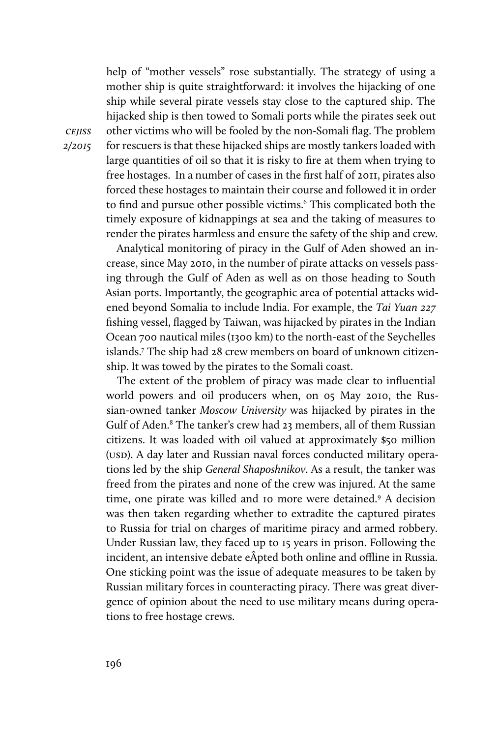help of "mother vessels" rose substantially. The strategy of using a mother ship is quite straightforward: it involves the hijacking of one ship while several pirate vessels stay close to the captured ship. The hijacked ship is then towed to Somali ports while the pirates seek out other victims who will be fooled by the non-Somali flag. The problem for rescuers is that these hijacked ships are mostly tankers loaded with large quantities of oil so that it is risky to fire at them when trying to free hostages. In a number of cases in the first half of 2011, pirates also forced these hostages to maintain their course and followed it in order to find and pursue other possible victims.[6] This complicated both the timely exposure of kidnappings at sea and the taking of measures to render the pirates harmless and ensure the safety of the ship and crew.

Analytical monitoring of piracy in the Gulf of Aden showed an increase, since May 2010, in the number of pirate attacks on vessels passing through the Gulf of Aden as well as on those heading to South Asian ports. Importantly, the geographic area of potential attacks widened beyond Somalia to include India. For example, the *Tai Yuan 227* fishing vessel, flagged by Taiwan, was hijacked by pirates in the Indian Ocean 700 nautical miles (1300 km) to the north-east of the Seychelles islands.[7] The ship had 28 crew members on board of unknown citizenship. It was towed by the pirates to the Somali coast.

The extent of the problem of piracy was made clear to influential world powers and oil producers when, on 05 May 2010, the Russian-owned tanker *Moscow University* was hijacked by pirates in the Gulf of Aden.[8] The tanker's crew had 23 members, all of them Russian citizens. It was loaded with oil valued at approximately $50 million (USD). A day later and Russian naval forces conducted military operations led by the ship *General Shaposhnikov*. As a result, the tanker was freed from the pirates and none of the crew was injured. At the same time, one pirate was killed and 10 more were detained.[9] A decision was then taken regarding whether to extradite the captured pirates to Russia for trial on charges of maritime piracy and armed robbery. Under Russian law, they faced up to 15 years in prison. Following the incident, an intensive debate eÂpted both online and offline in Russia. One sticking point was the issue of adequate measures to be taken by Russian military forces in counteracting piracy. There was great divergence of opinion about the need to use military means during operations to free hostage crews.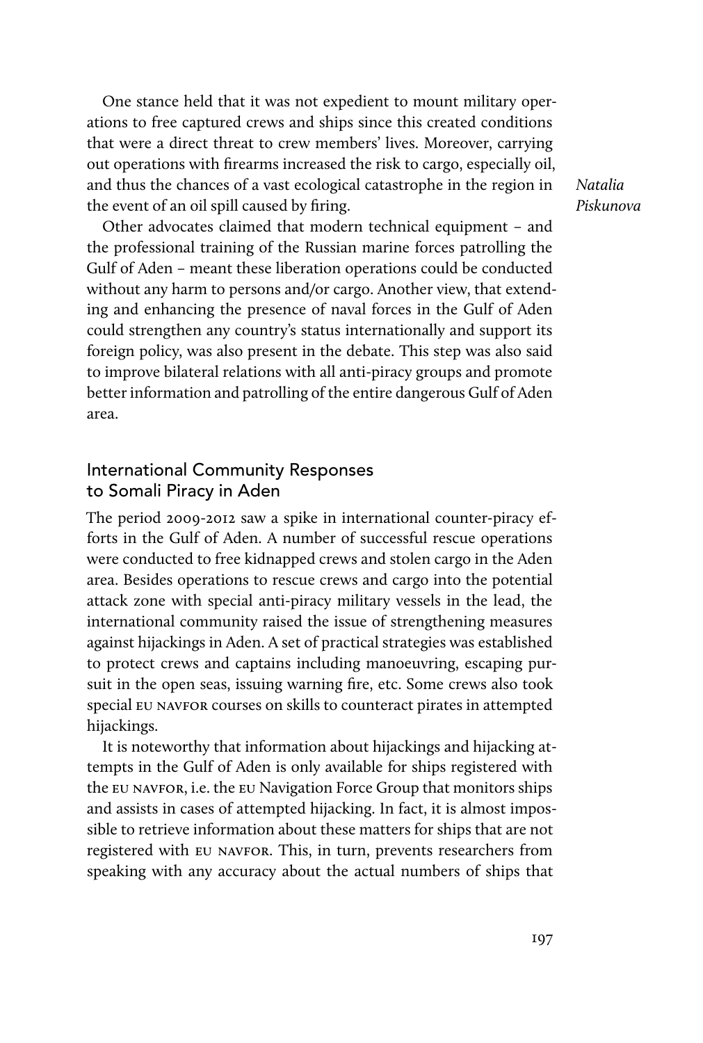One stance held that it was not expedient to mount military operations to free captured crews and ships since this created conditions that were a direct threat to crew members' lives. Moreover, carrying out operations with firearms increased the risk to cargo, especially oil, and thus the chances of a vast ecological catastrophe in the region in the event of an oil spill caused by firing.

Other advocates claimed that modern technical equipment – and the professional training of the Russian marine forces patrolling the Gulf of Aden – meant these liberation operations could be conducted without any harm to persons and/or cargo. Another view, that extending and enhancing the presence of naval forces in the Gulf of Aden could strengthen any country's status internationally and support its foreign policy, was also present in the debate. This step was also said to improve bilateral relations with all anti-piracy groups and promote better information and patrolling of the entire dangerous Gulf of Aden area.

## International Community Responses to Somali Piracy in Aden

The period 2009-2012 saw a spike in international counter-piracy efforts in the Gulf of Aden. A number of successful rescue operations were conducted to free kidnapped crews and stolen cargo in the Aden area. Besides operations to rescue crews and cargo into the potential attack zone with special anti-piracy military vessels in the lead, the international community raised the issue of strengthening measures against hijackings in Aden. A set of practical strategies was established to protect crews and captains including manoeuvring, escaping pursuit in the open seas, issuing warning fire, etc. Some crews also took special EU NAVFOR courses on skills to counteract pirates in attempted hijackings.

It is noteworthy that information about hijackings and hijacking attempts in the Gulf of Aden is only available for ships registered with the EU NAVFOR, i.e. the EU Navigation Force Group that monitors ships and assists in cases of attempted hijacking. In fact, it is almost impossible to retrieve information about these matters for ships that are not registered with EU NAVFOR. This, in turn, prevents researchers from speaking with any accuracy about the actual numbers of ships that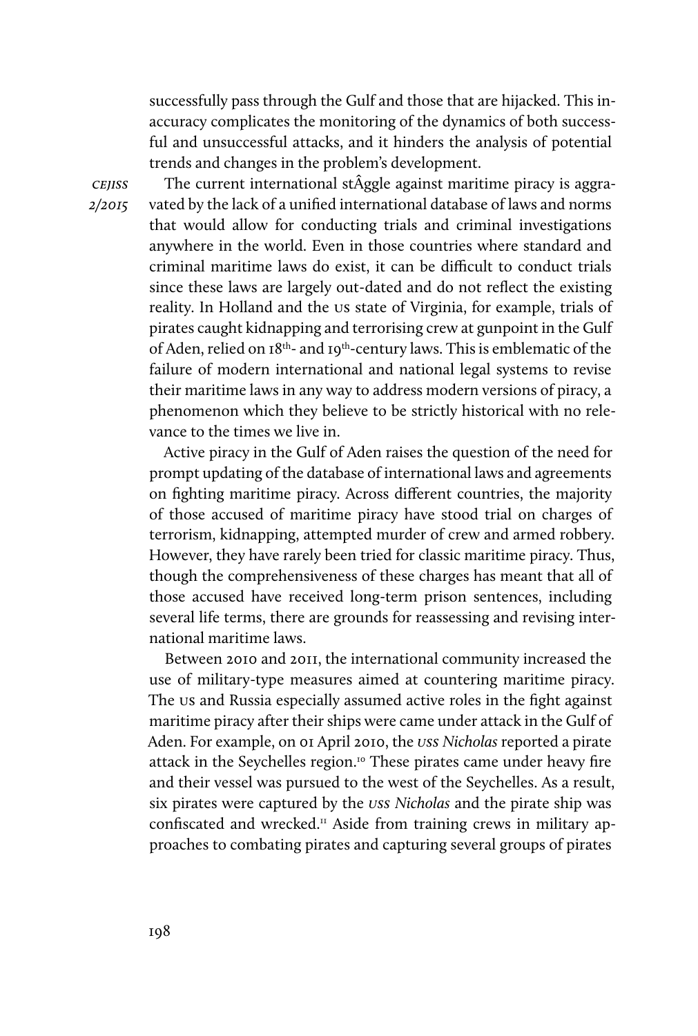successfully pass through the Gulf and those that are hijacked. This inaccuracy complicates the monitoring of the dynamics of both successful and unsuccessful attacks, and it hinders the analysis of potential trends and changes in the problem's development.

The current international stÂggle against maritime piracy is aggravated by the lack of a unified international database of laws and norms that would allow for conducting trials and criminal investigations anywhere in the world. Even in those countries where standard and criminal maritime laws do exist, it can be difficult to conduct trials since these laws are largely out-dated and do not reflect the existing reality. In Holland and the US state of Virginia, for example, trials of pirates caught kidnapping and terrorising crew at gunpoint in the Gulf of Aden, relied on 18th- and 19th-century laws. This is emblematic of the failure of modern international and national legal systems to revise their maritime laws in any way to address modern versions of piracy, a phenomenon which they believe to be strictly historical with no relevance to the times we live in.

Active piracy in the Gulf of Aden raises the question of the need for prompt updating of the database of international laws and agreements on fighting maritime piracy. Across different countries, the majority of those accused of maritime piracy have stood trial on charges of terrorism, kidnapping, attempted murder of crew and armed robbery. However, they have rarely been tried for classic maritime piracy. Thus, though the comprehensiveness of these charges has meant that all of those accused have received long-term prison sentences, including several life terms, there are grounds for reassessing and revising international maritime laws.

Between 2010 and 2011, the international community increased the use of military-type measures aimed at countering maritime piracy. The US and Russia especially assumed active roles in the fight against maritime piracy after their ships were came under attack in the Gulf of Aden. For example, on 01 April 2010, the *USS Nicholas* reported a pirate attack in the Seychelles region.[10] These pirates came under heavy fire and their vessel was pursued to the west of the Seychelles. As a result, six pirates were captured by the *USS Nicholas* and the pirate ship was confiscated and wrecked.[11] Aside from training crews in military approaches to combating pirates and capturing several groups of pirates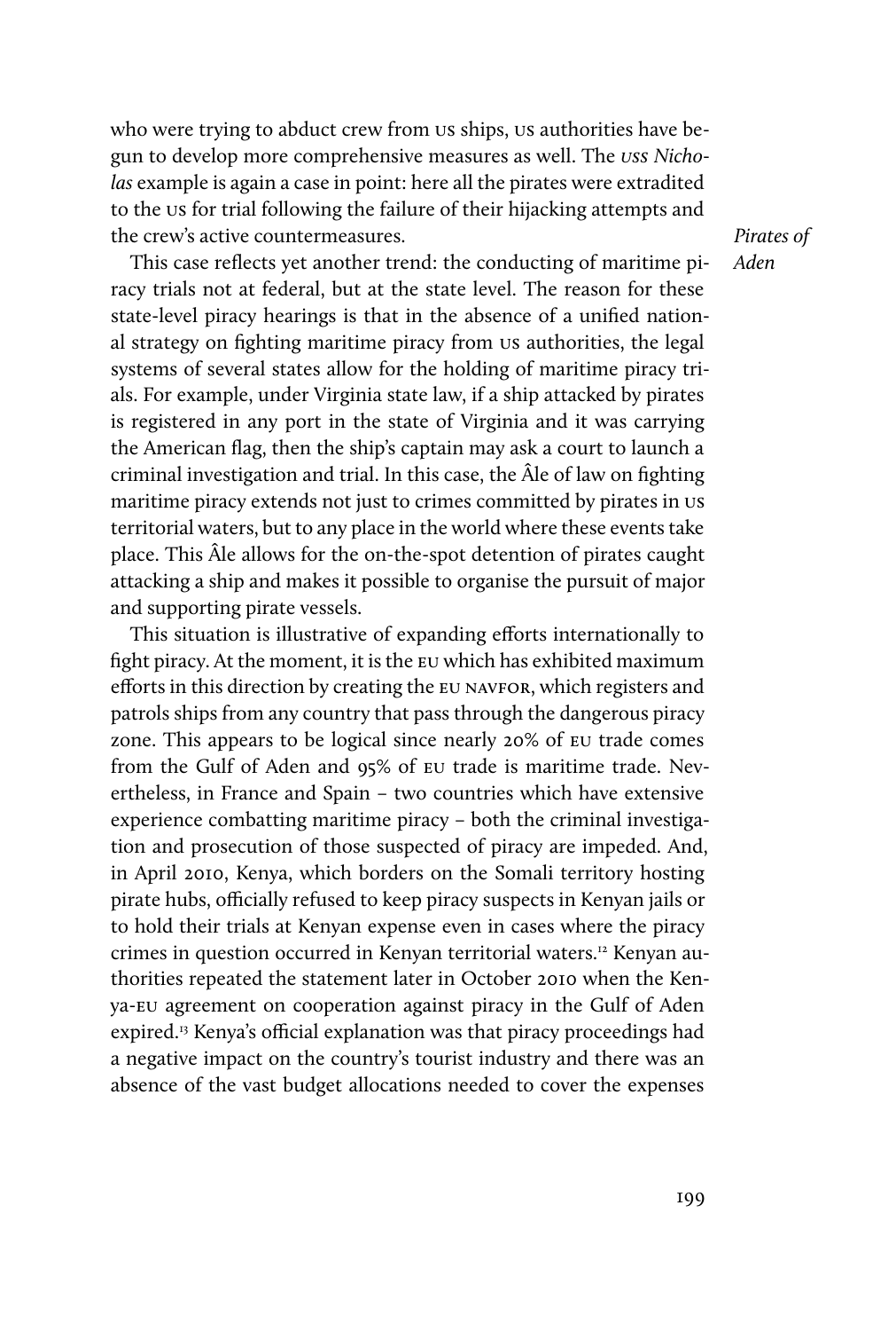who were trying to abduct crew from US ships, US authorities have begun to develop more comprehensive measures as well. The *USS Nicholas* example is again a case in point: here all the pirates were extradited to the US for trial following the failure of their hijacking attempts and the crew's active countermeasures.

This case reflects yet another trend: the conducting of maritime piracy trials not at federal, but at the state level. The reason for these state-level piracy hearings is that in the absence of a unified national strategy on fighting maritime piracy from US authorities, the legal systems of several states allow for the holding of maritime piracy trials. For example, under Virginia state law, if a ship attacked by pirates is registered in any port in the state of Virginia and it was carrying the American flag, then the ship's captain may ask a court to launch a criminal investigation and trial. In this case, the Âle of law on fighting maritime piracy extends not just to crimes committed by pirates in US territorial waters, but to any place in the world where these events take place. This Âle allows for the on-the-spot detention of pirates caught attacking a ship and makes it possible to organise the pursuit of major and supporting pirate vessels.

This situation is illustrative of expanding efforts internationally to fight piracy. At the moment, it is the EU which has exhibited maximum efforts in this direction by creating the EU NAVFOR, which registers and patrols ships from any country that pass through the dangerous piracy zone. This appears to be logical since nearly 20% of EU trade comes from the Gulf of Aden and 95% of EU trade is maritime trade. Nevertheless, in France and Spain – two countries which have extensive experience combatting maritime piracy – both the criminal investigation and prosecution of those suspected of piracy are impeded. And, in April 2010, Kenya, which borders on the Somali territory hosting pirate hubs, officially refused to keep piracy suspects in Kenyan jails or to hold their trials at Kenyan expense even in cases where the piracy crimes in question occurred in Kenyan territorial waters.[12] Kenyan authorities repeated the statement later in October 2010 when the Kenya-EU agreement on cooperation against piracy in the Gulf of Aden expired.[13] Kenya's official explanation was that piracy proceedings had a negative impact on the country's tourist industry and there was an absence of the vast budget allocations needed to cover the expenses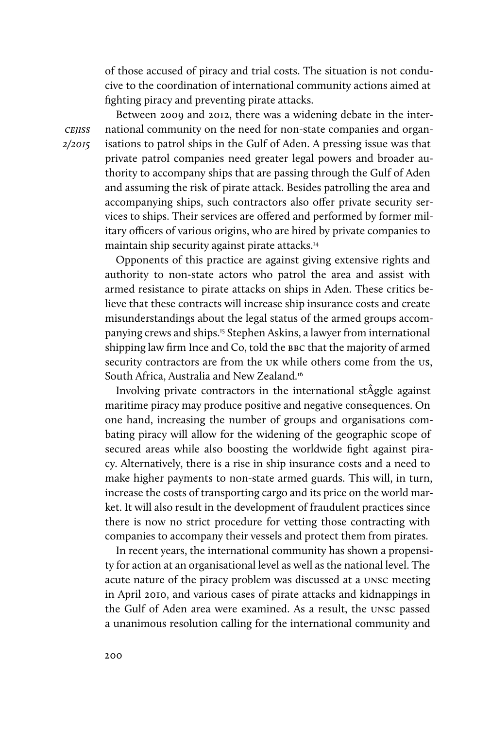of those accused of piracy and trial costs. The situation is not conducive to the coordination of international community actions aimed at fighting piracy and preventing pirate attacks.

Between 2009 and 2012, there was a widening debate in the international community on the need for non-state companies and organisations to patrol ships in the Gulf of Aden. A pressing issue was that private patrol companies need greater legal powers and broader authority to accompany ships that are passing through the Gulf of Aden and assuming the risk of pirate attack. Besides patrolling the area and accompanying ships, such contractors also offer private security services to ships. Their services are offered and performed by former military officers of various origins, who are hired by private companies to maintain ship security against pirate attacks.[14]

Opponents of this practice are against giving extensive rights and authority to non-state actors who patrol the area and assist with armed resistance to pirate attacks on ships in Aden. These critics believe that these contracts will increase ship insurance costs and create misunderstandings about the legal status of the armed groups accompanying crews and ships.[15] Stephen Askins, a lawyer from international shipping law firm Ince and Co, told the BBC that the majority of armed security contractors are from the UK while others come from the US, South Africa, Australia and New Zealand.[16]

Involving private contractors in the international stÂggle against maritime piracy may produce positive and negative consequences. On one hand, increasing the number of groups and organisations combating piracy will allow for the widening of the geographic scope of secured areas while also boosting the worldwide fight against piracy. Alternatively, there is a rise in ship insurance costs and a need to make higher payments to non-state armed guards. This will, in turn, increase the costs of transporting cargo and its price on the world market. It will also result in the development of fraudulent practices since there is now no strict procedure for vetting those contracting with companies to accompany their vessels and protect them from pirates.

In recent years, the international community has shown a propensity for action at an organisational level as well as the national level. The acute nature of the piracy problem was discussed at a UNSC meeting in April 2010, and various cases of pirate attacks and kidnappings in the Gulf of Aden area were examined. As a result, the UNSC passed a unanimous resolution calling for the international community and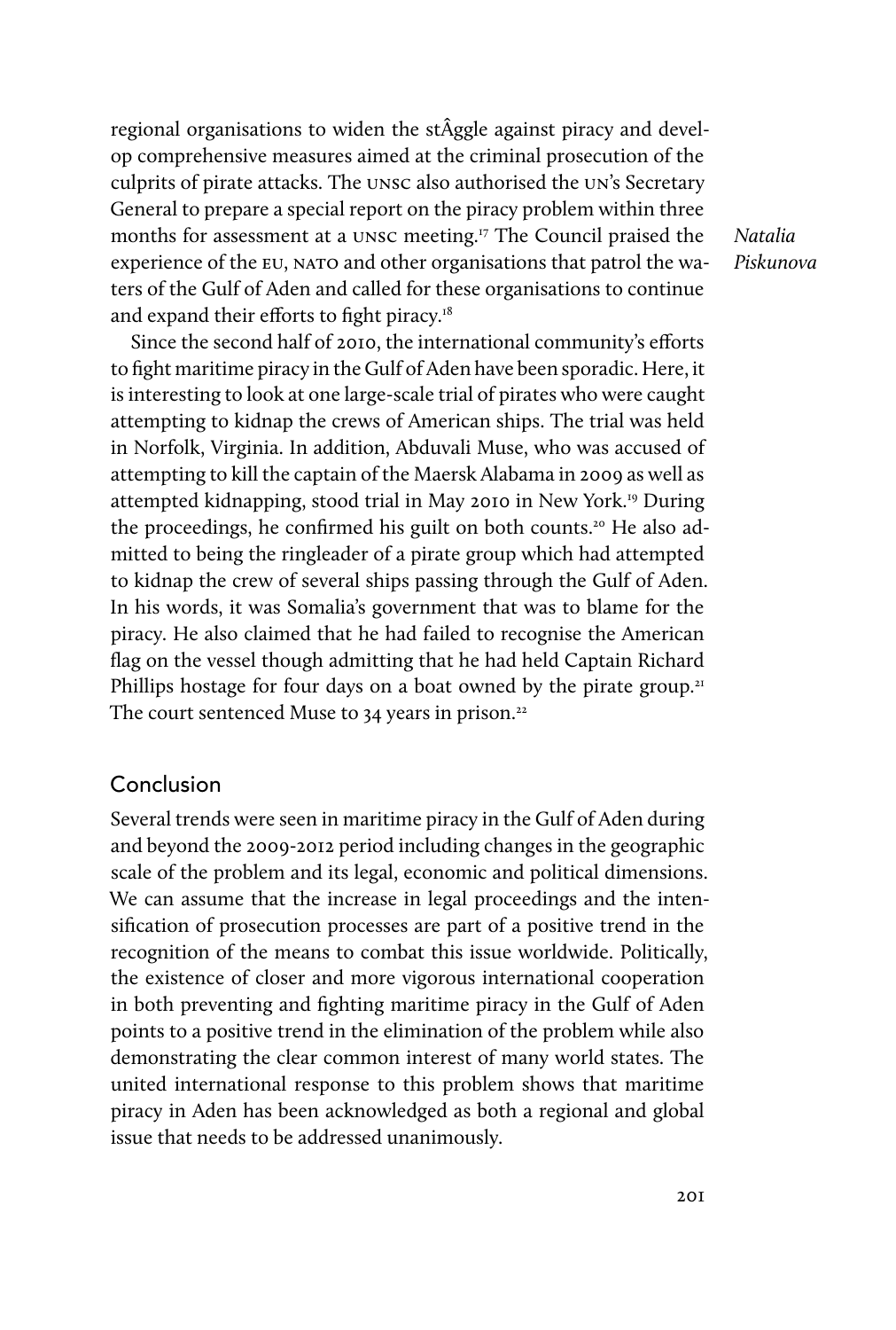regional organisations to widen the stÂggle against piracy and develop comprehensive measures aimed at the criminal prosecution of the culprits of pirate attacks. The UNSC also authorised the UN's Secretary General to prepare a special report on the piracy problem within three months for assessment at a UNSC meeting.[17] The Council praised the experience of the EU, NATO and other organisations that patrol the waters of the Gulf of Aden and called for these organisations to continue and expand their efforts to fight piracy.[18]

Since the second half of 2010, the international community's efforts to fight maritime piracy in the Gulf of Aden have been sporadic. Here, it is interesting to look at one large-scale trial of pirates who were caught attempting to kidnap the crews of American ships. The trial was held in Norfolk, Virginia. In addition, Abduvali Muse, who was accused of attempting to kill the captain of the Maersk Alabama in 2009 as well as attempted kidnapping, stood trial in May 2010 in New York.[19] During the proceedings, he confirmed his guilt on both counts.[20] He also admitted to being the ringleader of a pirate group which had attempted to kidnap the crew of several ships passing through the Gulf of Aden. In his words, it was Somalia's government that was to blame for the piracy. He also claimed that he had failed to recognise the American flag on the vessel though admitting that he had held Captain Richard Phillips hostage for four days on a boat owned by the pirate group.[21] The court sentenced Muse to 34 years in prison.[22]

## Conclusion

Several trends were seen in maritime piracy in the Gulf of Aden during and beyond the 2009-2012 period including changes in the geographic scale of the problem and its legal, economic and political dimensions. We can assume that the increase in legal proceedings and the intensification of prosecution processes are part of a positive trend in the recognition of the means to combat this issue worldwide. Politically, the existence of closer and more vigorous international cooperation in both preventing and fighting maritime piracy in the Gulf of Aden points to a positive trend in the elimination of the problem while also demonstrating the clear common interest of many world states. The united international response to this problem shows that maritime piracy in Aden has been acknowledged as both a regional and global issue that needs to be addressed unanimously.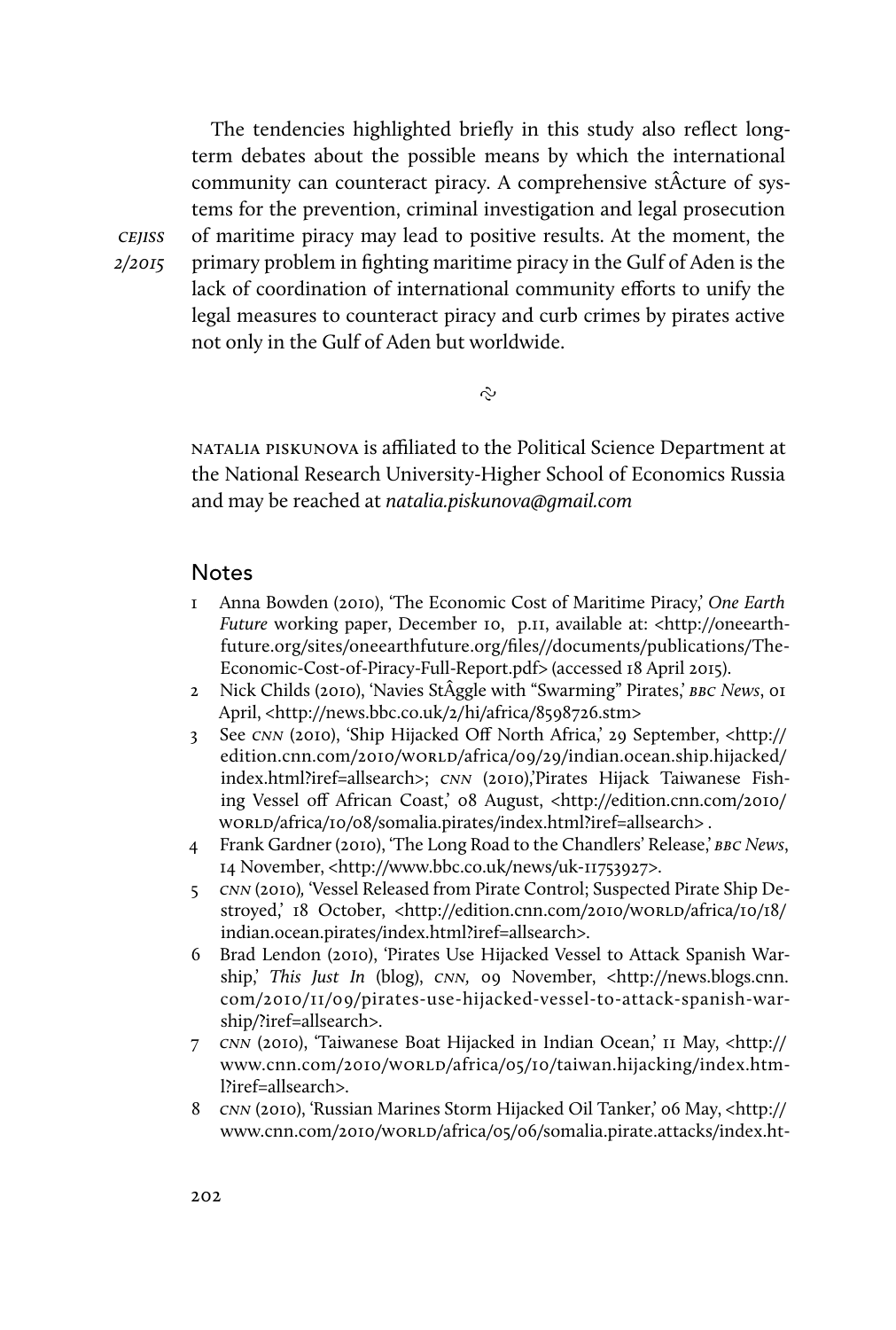The tendencies highlighted briefly in this study also reflect long-term debates about the possible means by which the international community can counteract piracy. A comprehensive stÂcture of systems for the prevention, criminal investigation and legal prosecution of maritime piracy may lead to positive results. At the moment, the primary problem in fighting maritime piracy in the Gulf of Aden is the lack of coordination of international community efforts to unify the legal measures to counteract piracy and curb crimes by pirates active not only in the Gulf of Aden but worldwide.

~

NATALIA PISKUNOVA is affiliated to the Political Science Department at the National Research University-Higher School of Economics Russia and may be reached at *natalia.piskunova@gmail.com*

## Notes

1. Anna Bowden (2010), 'The Economic Cost of Maritime Piracy,' *One Earth Future* working paper, December 10, p.11, available at: <http://oneearthfuture.org/sites/oneearthfuture.org/files//documents/publications/The-Economic-Cost-of-Piracy-Full-Report.pdf> (accessed 18 April 2015).
2. Nick Childs (2010), 'Navies StÂggle with "Swarming" Pirates,' *BBC News*, 01 April, <http://news.bbc.co.uk/2/hi/africa/8598726.stm>
3. See CNN (2010), 'Ship Hijacked Off North Africa,' 29 September, <http://edition.cnn.com/2010/WORLD/africa/09/29/indian.ocean.ship.hijacked/index.html?iref=allsearch>; CNN (2010),'Pirates Hijack Taiwanese Fishing Vessel off African Coast,' 08 August, <http://edition.cnn.com/2010/WORLD/africa/10/08/somalia.pirates/index.html?iref=allsearch> .
4. Frank Gardner (2010), 'The Long Road to the Chandlers' Release,' *BBC News*, 14 November, <http://www.bbc.co.uk/news/uk-11753927>.
5. CNN (2010), 'Vessel Released from Pirate Control; Suspected Pirate Ship Destroyed,' 18 October, <http://edition.cnn.com/2010/WORLD/africa/10/18/indian.ocean.pirates/index.html?iref=allsearch>.
6. Brad Lendon (2010), 'Pirates Use Hijacked Vessel to Attack Spanish Warship,' *This Just In* (blog), CNN, 09 November, <http://news.blogs.cnn.com/2010/11/09/pirates-use-hijacked-vessel-to-attack-spanish-warship/?iref=allsearch>.
7. CNN (2010), 'Taiwanese Boat Hijacked in Indian Ocean,' 11 May, <http://www.cnn.com/2010/WORLD/africa/05/10/taiwan.hijacking/index.html?iref=allsearch>.
8. CNN (2010), 'Russian Marines Storm Hijacked Oil Tanker,' 06 May, <http://www.cnn.com/2010/WORLD/africa/05/06/somalia.pirate.attacks/index.ht-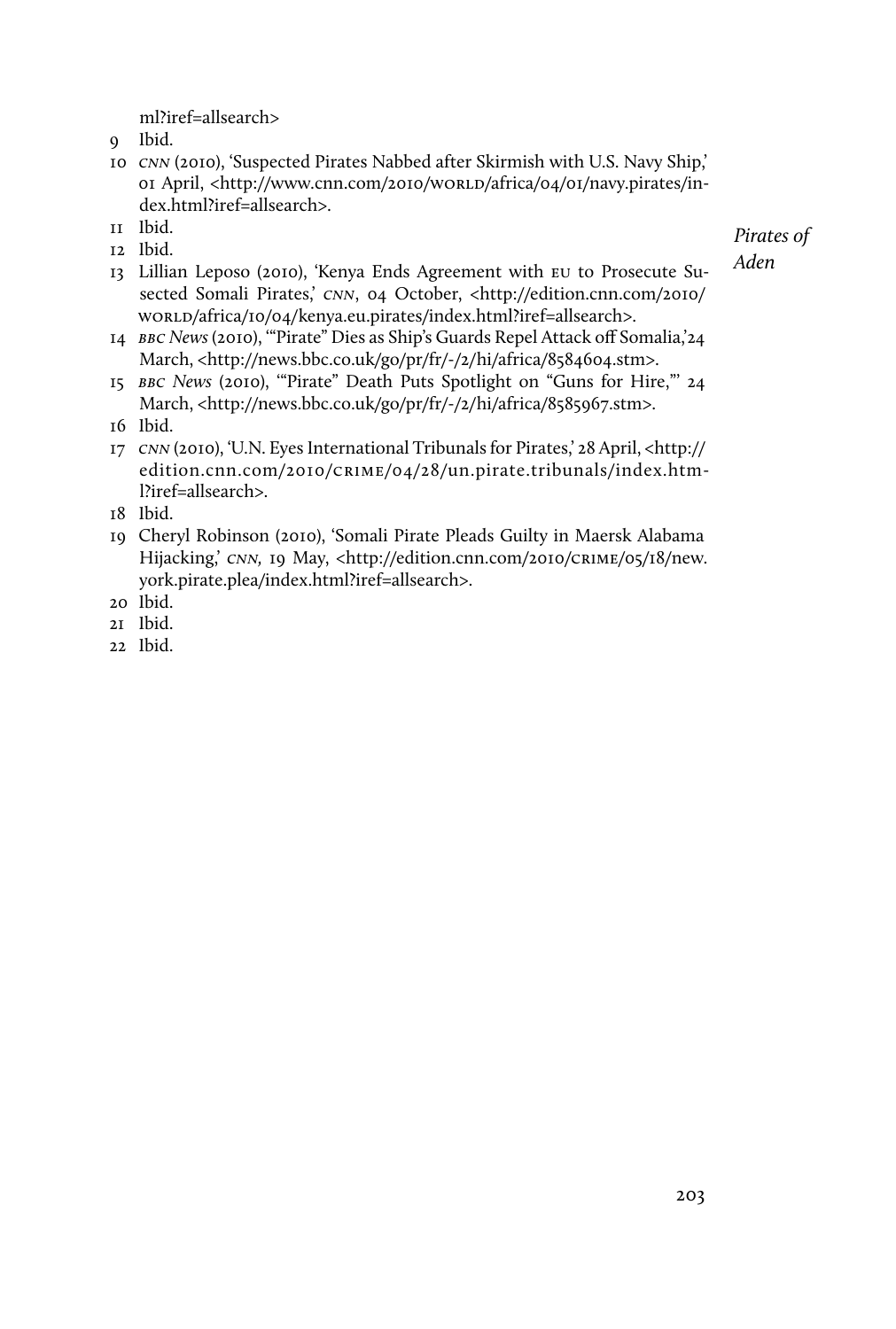ml?iref=allsearch>

9 Ibid.

10 *CNN* (2010), 'Suspected Pirates Nabbed after Skirmish with U.S. Navy Ship,' 01 April, <http://www.cnn.com/2010/WORLD/africa/04/01/navy.pirates/index.html?iref=allsearch>.

11 Ibid.

12 Ibid.

13 Lillian Leposo (2010), 'Kenya Ends Agreement with EU to Prosecute Susected Somali Pirates,' *CNN*, 04 October, <http://edition.cnn.com/2010/WORLD/africa/10/04/kenya.eu.pirates/index.html?iref=allsearch>.

14 *BBC News* (2010), '"Pirate" Dies as Ship's Guards Repel Attack off Somalia,'24 March, <http://news.bbc.co.uk/go/pr/fr/-/2/hi/africa/8584604.stm>.

15 *BBC News* (2010), '"Pirate" Death Puts Spotlight on "Guns for Hire,"' 24 March, <http://news.bbc.co.uk/go/pr/fr/-/2/hi/africa/8585967.stm>.

16 Ibid.

17 *CNN* (2010), 'U.N. Eyes International Tribunals for Pirates,' 28 April, <http://edition.cnn.com/2010/CRIME/04/28/un.pirate.tribunals/index.html?iref=allsearch>.

18 Ibid.

19 Cheryl Robinson (2010), 'Somali Pirate Pleads Guilty in Maersk Alabama Hijacking,' *CNN*, 19 May, <http://edition.cnn.com/2010/CRIME/05/18/new.york.pirate.plea/index.html?iref=allsearch>.

20 Ibid.

21 Ibid.

22 Ibid.